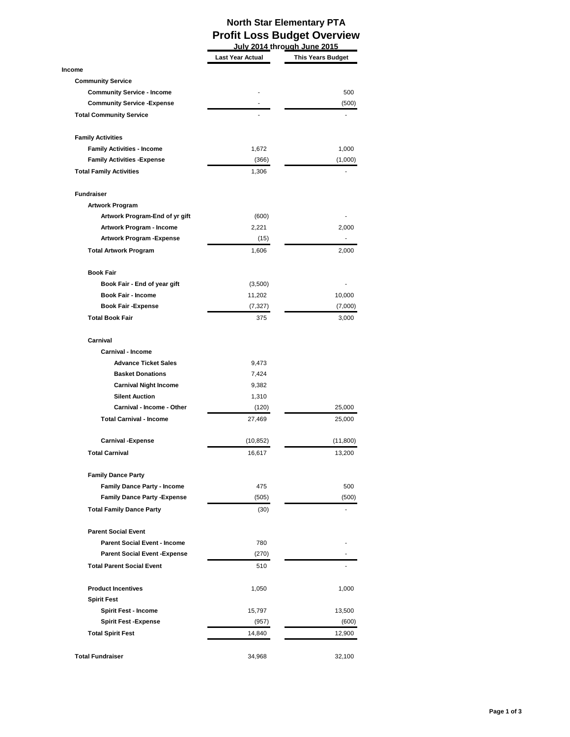# North Star Elementary PTA

## Profit Loss Budget Overview

**July 2014 through June 2015**

| | Last Year Actual | This Years Budget |
|---|---|---|
| **Income** | | |
| **Community Service** | | |
| **Community Service - Income** | - | 500 |
| **Community Service -Expense** | - | (500) |
| **Total Community Service** | - | - |
| | | |
| **Family Activities** | | |
| **Family Activities - Income** | 1,672 | 1,000 |
| **Family Activities -Expense** | (366) | (1,000) |
| **Total Family Activities** | 1,306 | - |
| | | |
| **Fundraiser** | | |
| **Artwork Program** | | |
| **Artwork Program-End of yr gift** | (600) | - |
| **Artwork Program - Income** | 2,221 | 2,000 |
| **Artwork Program -Expense** | (15) | - |
| **Total Artwork Program** | 1,606 | 2,000 |
| | | |
| **Book Fair** | | |
| **Book Fair - End of year gift** | (3,500) | - |
| **Book Fair - Income** | 11,202 | 10,000 |
| **Book Fair -Expense** | (7,327) | (7,000) |
| **Total Book Fair** | 375 | 3,000 |
| | | |
| **Carnival** | | |
| **Carnival - Income** | | |
| **Advance Ticket Sales** | 9,473 | |
| **Basket Donations** | 7,424 | |
| **Carnival Night Income** | 9,382 | |
| **Silent Auction** | 1,310 | |
| **Carnival - Income - Other** | (120) | 25,000 |
| **Total Carnival - Income** | 27,469 | 25,000 |
| | | |
| **Carnival -Expense** | (10,852) | (11,800) |
| **Total Carnival** | 16,617 | 13,200 |
| | | |
| **Family Dance Party** | | |
| **Family Dance Party - Income** | 475 | 500 |
| **Family Dance Party -Expense** | (505) | (500) |
| **Total Family Dance Party** | (30) | - |
| | | |
| **Parent Social Event** | | |
| **Parent Social Event - Income** | 780 | - |
| **Parent Social Event -Expense** | (270) | - |
| **Total Parent Social Event** | 510 | - |
| | | |
| **Product Incentives** | 1,050 | 1,000 |
| **Spirit Fest** | | |
| **Spirit Fest - Income** | 15,797 | 13,500 |
| **Spirit Fest -Expense** | (957) | (600) |
| **Total Spirit Fest** | 14,840 | 12,900 |
| | | |
| **Total Fundraiser** | 34,968 | 32,100 |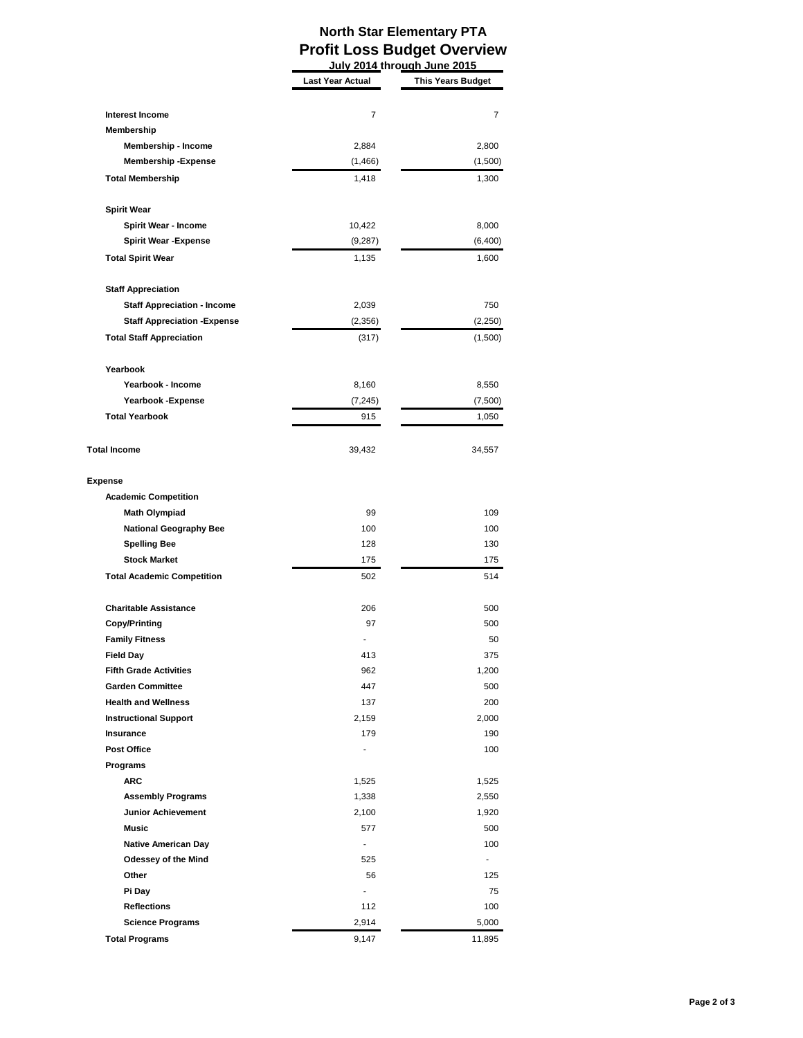# North Star Elementary PTA
## Profit Loss Budget Overview
### July 2014 through June 2015

| | Last Year Actual | This Years Budget |
|---|---|---|
| **Interest Income** | 7 | 7 |
| **Membership** | | |
| **Membership - Income** | 2,884 | 2,800 |
| **Membership -Expense** | (1,466) | (1,500) |
| **Total Membership** | 1,418 | 1,300 |
| **Spirit Wear** | | |
| **Spirit Wear - Income** | 10,422 | 8,000 |
| **Spirit Wear -Expense** | (9,287) | (6,400) |
| **Total Spirit Wear** | 1,135 | 1,600 |
| **Staff Appreciation** | | |
| **Staff Appreciation - Income** | 2,039 | 750 |
| **Staff Appreciation -Expense** | (2,356) | (2,250) |
| **Total Staff Appreciation** | (317) | (1,500) |
| **Yearbook** | | |
| **Yearbook - Income** | 8,160 | 8,550 |
| **Yearbook -Expense** | (7,245) | (7,500) |
| **Total Yearbook** | 915 | 1,050 |
| **Total Income** | 39,432 | 34,557 |
| **Expense** | | |
| **Academic Competition** | | |
| **Math Olympiad** | 99 | 109 |
| **National Geography Bee** | 100 | 100 |
| **Spelling Bee** | 128 | 130 |
| **Stock Market** | 175 | 175 |
| **Total Academic Competition** | 502 | 514 |
| **Charitable Assistance** | 206 | 500 |
| **Copy/Printing** | 97 | 500 |
| **Family Fitness** | - | 50 |
| **Field Day** | 413 | 375 |
| **Fifth Grade Activities** | 962 | 1,200 |
| **Garden Committee** | 447 | 500 |
| **Health and Wellness** | 137 | 200 |
| **Instructional Support** | 2,159 | 2,000 |
| **Insurance** | 179 | 190 |
| **Post Office** | - | 100 |
| **Programs** | | |
| **ARC** | 1,525 | 1,525 |
| **Assembly Programs** | 1,338 | 2,550 |
| **Junior Achievement** | 2,100 | 1,920 |
| **Music** | 577 | 500 |
| **Native American Day** | - | 100 |
| **Odessey of the Mind** | 525 | - |
| **Other** | 56 | 125 |
| **Pi Day** | - | 75 |
| **Reflections** | 112 | 100 |
| **Science Programs** | 2,914 | 5,000 |
| **Total Programs** | 9,147 | 11,895 |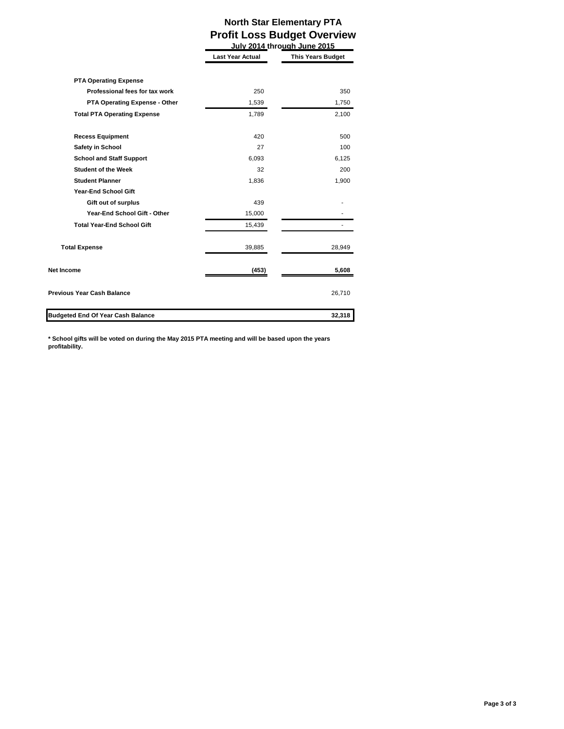# North Star Elementary PTA
## Profit Loss Budget Overview
### July 2014 through June 2015

| | Last Year Actual | This Years Budget |
|---|---|---|
| **PTA Operating Expense** | | |
| **Professional fees for tax work** | 250 | 350 |
| **PTA Operating Expense - Other** | 1,539 | 1,750 |
| **Total PTA Operating Expense** | 1,789 | 2,100 |
| **Recess Equipment** | 420 | 500 |
| **Safety in School** | 27 | 100 |
| **School and Staff Support** | 6,093 | 6,125 |
| **Student of the Week** | 32 | 200 |
| **Student Planner** | 1,836 | 1,900 |
| **Year-End School Gift** | | |
| **Gift out of surplus** | 439 | - |
| **Year-End School Gift - Other** | 15,000 | - |
| **Total Year-End School Gift** | 15,439 | - |
| **Total Expense** | 39,885 | 28,949 |
| **Net Income** | **(453)** | **5,608** |
| **Previous Year Cash Balance** | | 26,710 |
| **Budgeted End Of Year Cash Balance** | | **32,318** |

**\* School gifts will be voted on during the May 2015 PTA meeting and will be based upon the years profitability.**